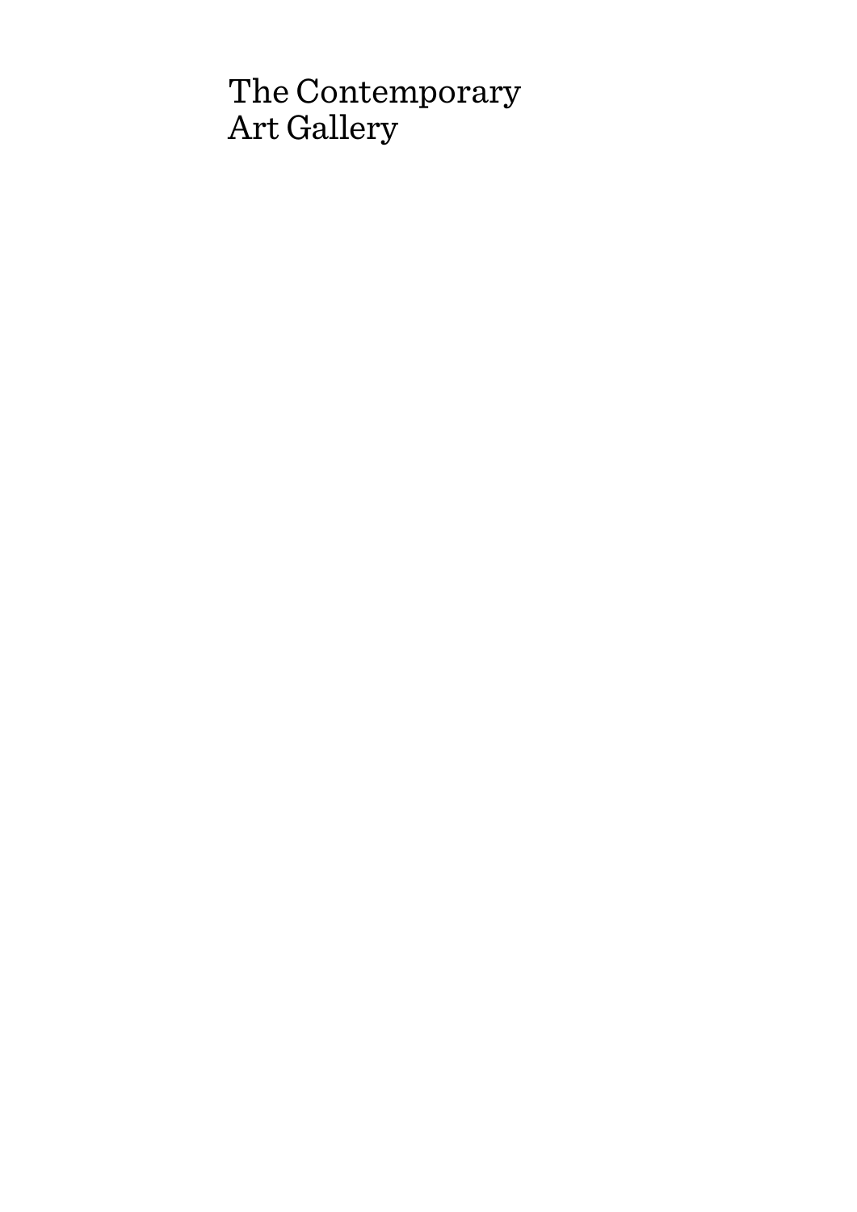The Contemporary
Art Gallery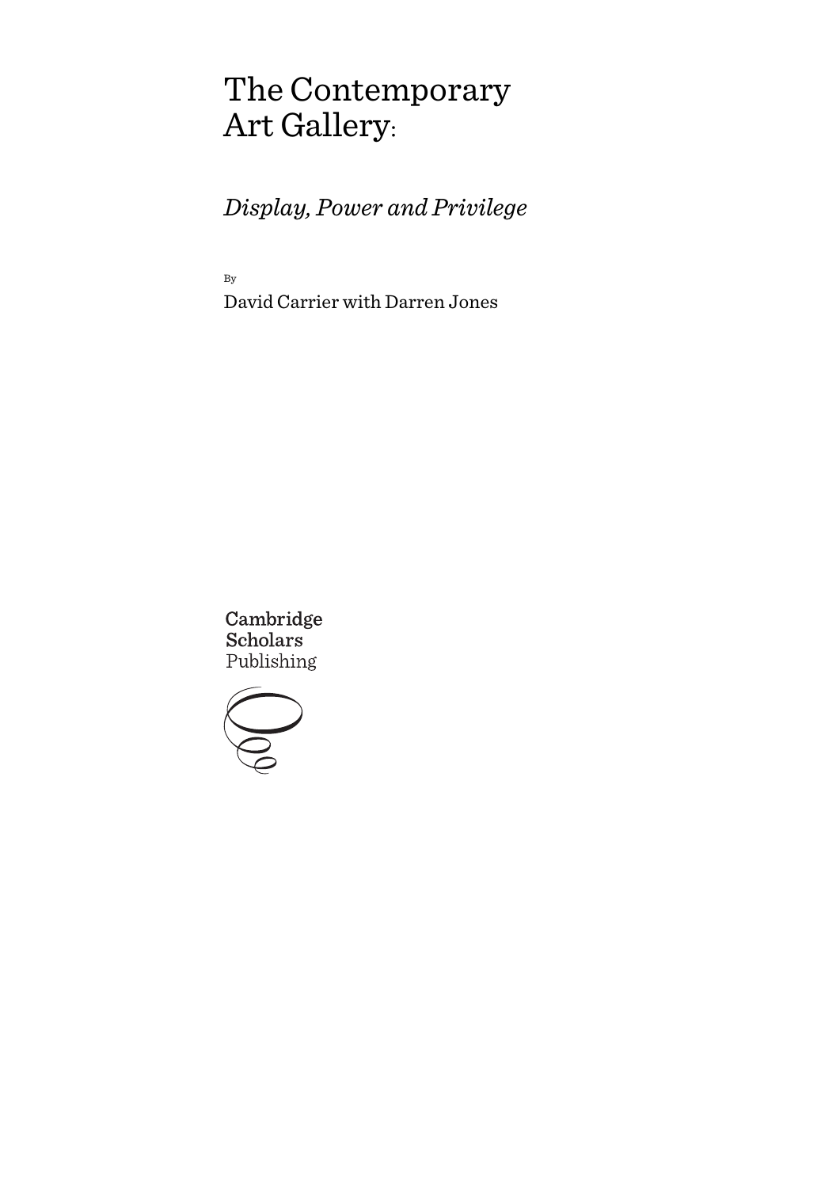# The Contemporary Art Gallery:

## *Display, Power and Privilege*

By

David Carrier with Darren Jones

Cambridge Scholars Publishing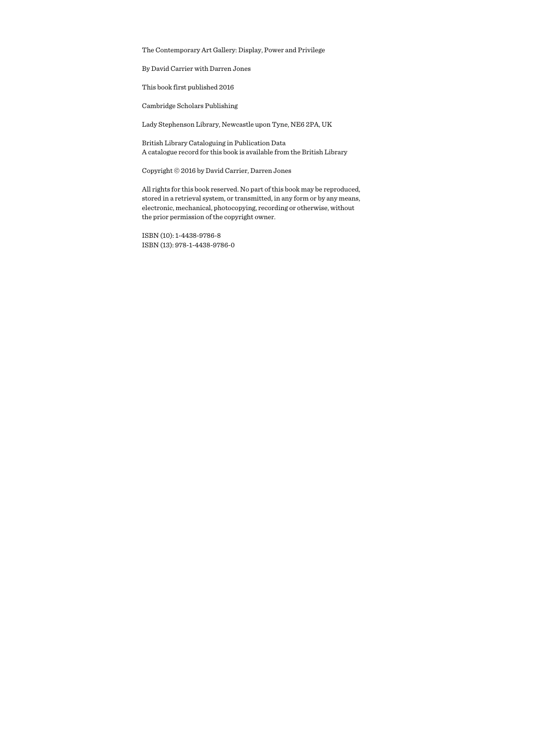The Contemporary Art Gallery: Display, Power and Privilege

By David Carrier with Darren Jones

This book first published 2016

Cambridge Scholars Publishing

Lady Stephenson Library, Newcastle upon Tyne, NE6 2PA, UK

British Library Cataloguing in Publication Data
A catalogue record for this book is available from the British Library

Copyright © 2016 by David Carrier, Darren Jones

All rights for this book reserved. No part of this book may be reproduced, stored in a retrieval system, or transmitted, in any form or by any means, electronic, mechanical, photocopying, recording or otherwise, without the prior permission of the copyright owner.

ISBN (10): 1-4438-9786-8
ISBN (13): 978-1-4438-9786-0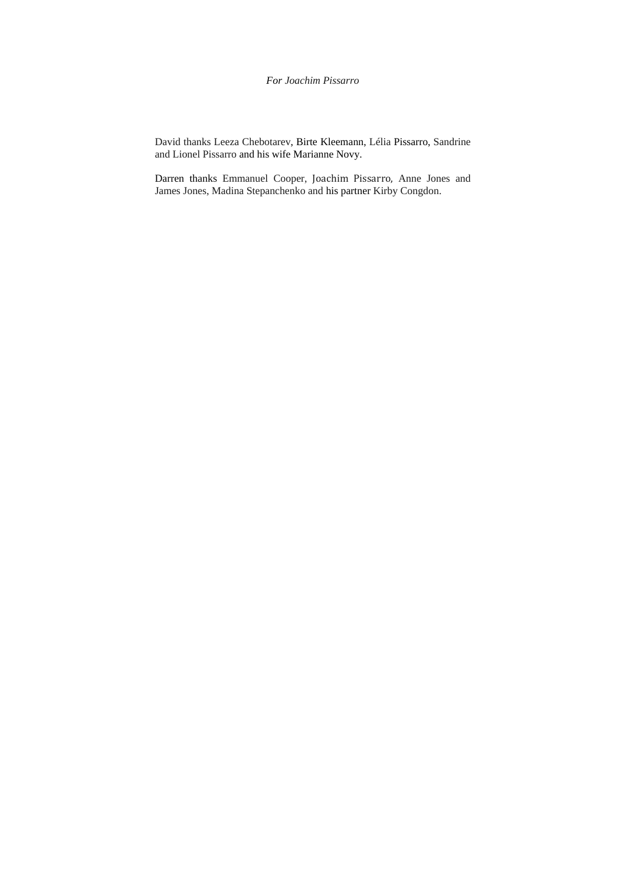*For Joachim Pissarro*

David thanks Leeza Chebotarev, Birte Kleemann, Lélia Pissarro, Sandrine and Lionel Pissarro and his wife Marianne Novy.

Darren thanks Emmanuel Cooper, Joachim Pissarro, Anne Jones and James Jones, Madina Stepanchenko and his partner Kirby Congdon.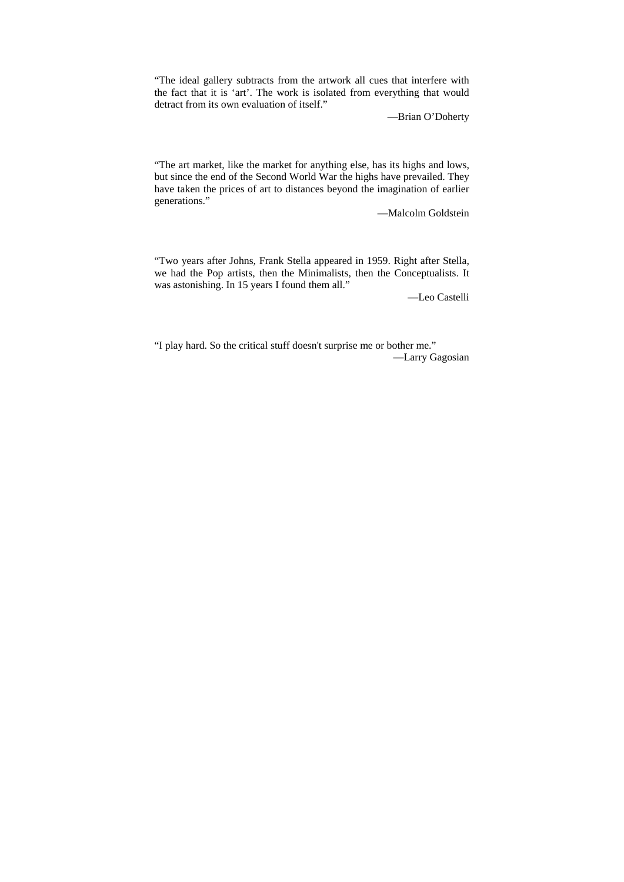"The ideal gallery subtracts from the artwork all cues that interfere with the fact that it is 'art'. The work is isolated from everything that would detract from its own evaluation of itself."

—Brian O'Doherty

"The art market, like the market for anything else, has its highs and lows, but since the end of the Second World War the highs have prevailed. They have taken the prices of art to distances beyond the imagination of earlier generations."

—Malcolm Goldstein

"Two years after Johns, Frank Stella appeared in 1959. Right after Stella, we had the Pop artists, then the Minimalists, then the Conceptualists. It was astonishing. In 15 years I found them all."

—Leo Castelli

"I play hard. So the critical stuff doesn't surprise me or bother me."

—Larry Gagosian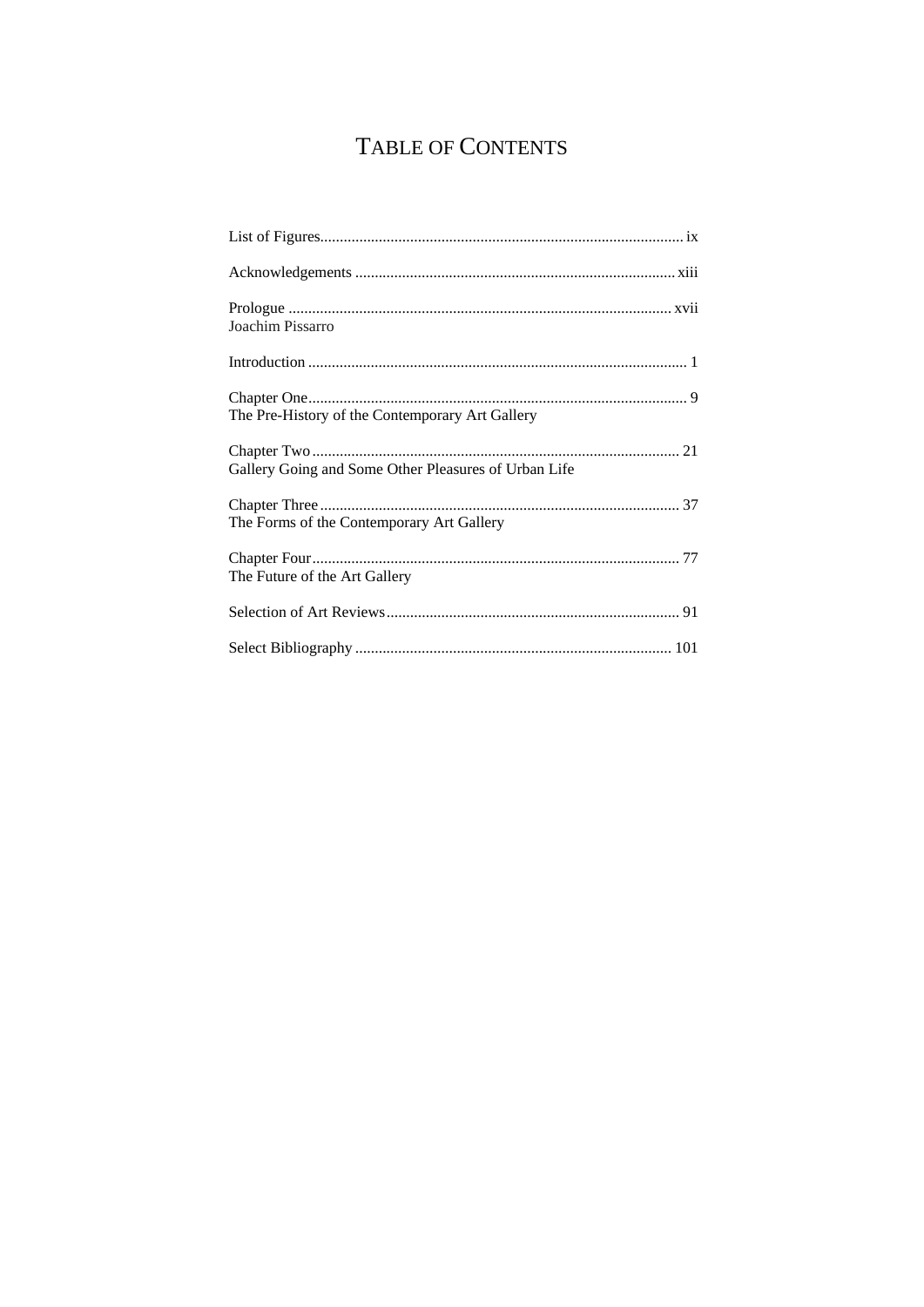# TABLE OF CONTENTS

List of Figures ... ix

Acknowledgements ... xiii

Prologue ... xvii
Joachim Pissarro

Introduction ... 1

Chapter One ... 9
The Pre-History of the Contemporary Art Gallery

Chapter Two ... 21
Gallery Going and Some Other Pleasures of Urban Life

Chapter Three ... 37
The Forms of the Contemporary Art Gallery

Chapter Four ... 77
The Future of the Art Gallery

Selection of Art Reviews ... 91

Select Bibliography ... 101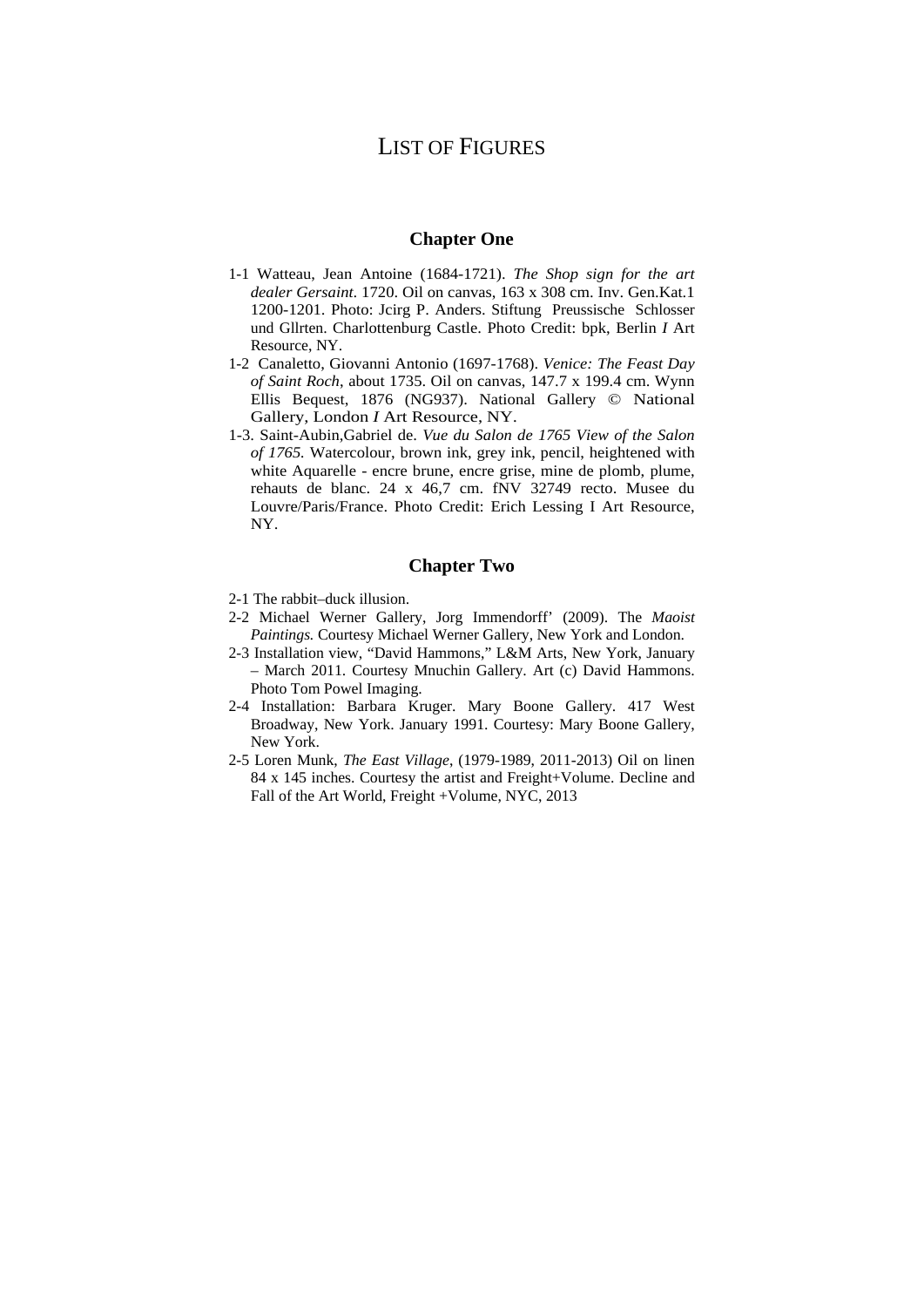# LIST OF FIGURES

## Chapter One

1-1 Watteau, Jean Antoine (1684-1721). *The Shop sign for the art dealer Gersaint*. 1720. Oil on canvas, 163 x 308 cm. Inv. Gen.Kat.1 1200-1201. Photo: Jcirg P. Anders. Stiftung Preussische Schlosser und Gllrten. Charlottenburg Castle. Photo Credit: bpk, Berlin *I* Art Resource, NY.

1-2 Canaletto, Giovanni Antonio (1697-1768). *Venice: The Feast Day of Saint Roch*, about 1735. Oil on canvas, 147.7 x 199.4 cm. Wynn Ellis Bequest, 1876 (NG937). National Gallery © National Gallery, London *I* Art Resource, NY.

1-3. Saint-Aubin,Gabriel de. *Vue du Salon de 1765 View of the Salon of 1765.* Watercolour, brown ink, grey ink, pencil, heightened with white Aquarelle - encre brune, encre grise, mine de plomb, plume, rehauts de blanc. 24 x 46,7 cm. fNV 32749 recto. Musee du Louvre/Paris/France. Photo Credit: Erich Lessing I Art Resource, NY.

## Chapter Two

2-1 The rabbit–duck illusion.

2-2 Michael Werner Gallery, Jorg Immendorff' (2009). The *Maoist Paintings.* Courtesy Michael Werner Gallery, New York and London.

2-3 Installation view, "David Hammons," L&M Arts, New York, January – March 2011. Courtesy Mnuchin Gallery. Art (c) David Hammons. Photo Tom Powel Imaging.

2-4 Installation: Barbara Kruger. Mary Boone Gallery. 417 West Broadway, New York. January 1991. Courtesy: Mary Boone Gallery, New York.

2-5 Loren Munk, *The East Village*, (1979-1989, 2011-2013) Oil on linen 84 x 145 inches. Courtesy the artist and Freight+Volume. Decline and Fall of the Art World, Freight +Volume, NYC, 2013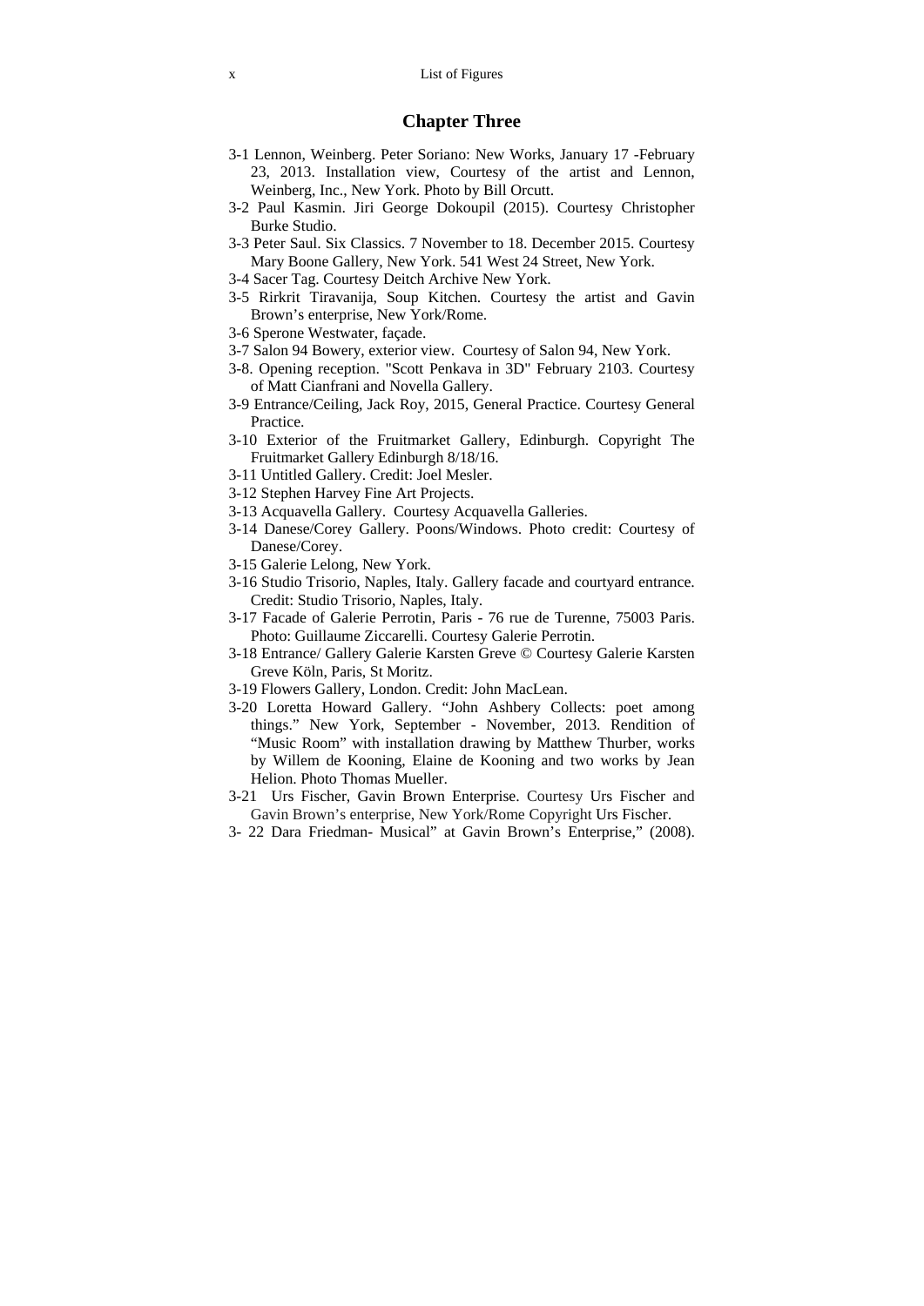## Chapter Three

3-1 Lennon, Weinberg. Peter Soriano: New Works, January 17 -February 23, 2013. Installation view, Courtesy of the artist and Lennon, Weinberg, Inc., New York. Photo by Bill Orcutt.
3-2 Paul Kasmin. Jiri George Dokoupil (2015). Courtesy Christopher Burke Studio.
3-3 Peter Saul. Six Classics. 7 November to 18. December 2015. Courtesy Mary Boone Gallery, New York. 541 West 24 Street, New York.
3-4 Sacer Tag. Courtesy Deitch Archive New York.
3-5 Rirkrit Tiravanija, Soup Kitchen. Courtesy the artist and Gavin Brown's enterprise, New York/Rome.
3-6 Sperone Westwater, façade.
3-7 Salon 94 Bowery, exterior view. Courtesy of Salon 94, New York.
3-8. Opening reception. "Scott Penkava in 3D" February 2103. Courtesy of Matt Cianfrani and Novella Gallery.
3-9 Entrance/Ceiling, Jack Roy, 2015, General Practice. Courtesy General Practice.
3-10 Exterior of the Fruitmarket Gallery, Edinburgh. Copyright The Fruitmarket Gallery Edinburgh 8/18/16.
3-11 Untitled Gallery. Credit: Joel Mesler.
3-12 Stephen Harvey Fine Art Projects.
3-13 Acquavella Gallery. Courtesy Acquavella Galleries.
3-14 Danese/Corey Gallery. Poons/Windows. Photo credit: Courtesy of Danese/Corey.
3-15 Galerie Lelong, New York.
3-16 Studio Trisorio, Naples, Italy. Gallery facade and courtyard entrance. Credit: Studio Trisorio, Naples, Italy.
3-17 Facade of Galerie Perrotin, Paris - 76 rue de Turenne, 75003 Paris. Photo: Guillaume Ziccarelli. Courtesy Galerie Perrotin.
3-18 Entrance/ Gallery Galerie Karsten Greve © Courtesy Galerie Karsten Greve Köln, Paris, St Moritz.
3-19 Flowers Gallery, London. Credit: John MacLean.
3-20 Loretta Howard Gallery. "John Ashbery Collects: poet among things." New York, September - November, 2013. Rendition of "Music Room" with installation drawing by Matthew Thurber, works by Willem de Kooning, Elaine de Kooning and two works by Jean Helion. Photo Thomas Mueller.
3-21 Urs Fischer, Gavin Brown Enterprise. Courtesy Urs Fischer and Gavin Brown's enterprise, New York/Rome Copyright Urs Fischer.
3- 22 Dara Friedman- Musical" at Gavin Brown's Enterprise," (2008).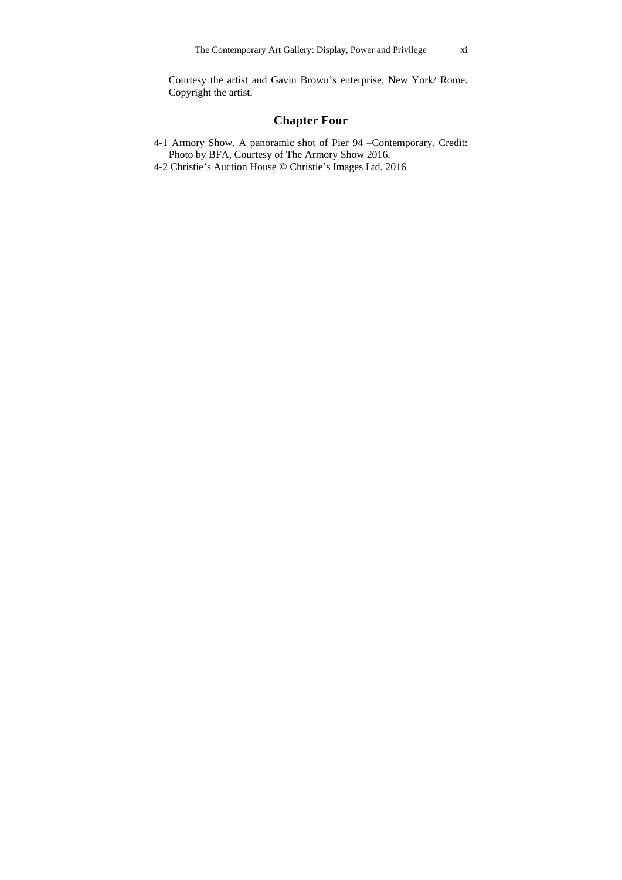Courtesy the artist and Gavin Brown's enterprise, New York/ Rome. Copyright the artist.

## Chapter Four

4-1 Armory Show. A panoramic shot of Pier 94 –Contemporary. Credit: Photo by BFA, Courtesy of The Armory Show 2016.

4-2 Christie's Auction House © Christie's Images Ltd. 2016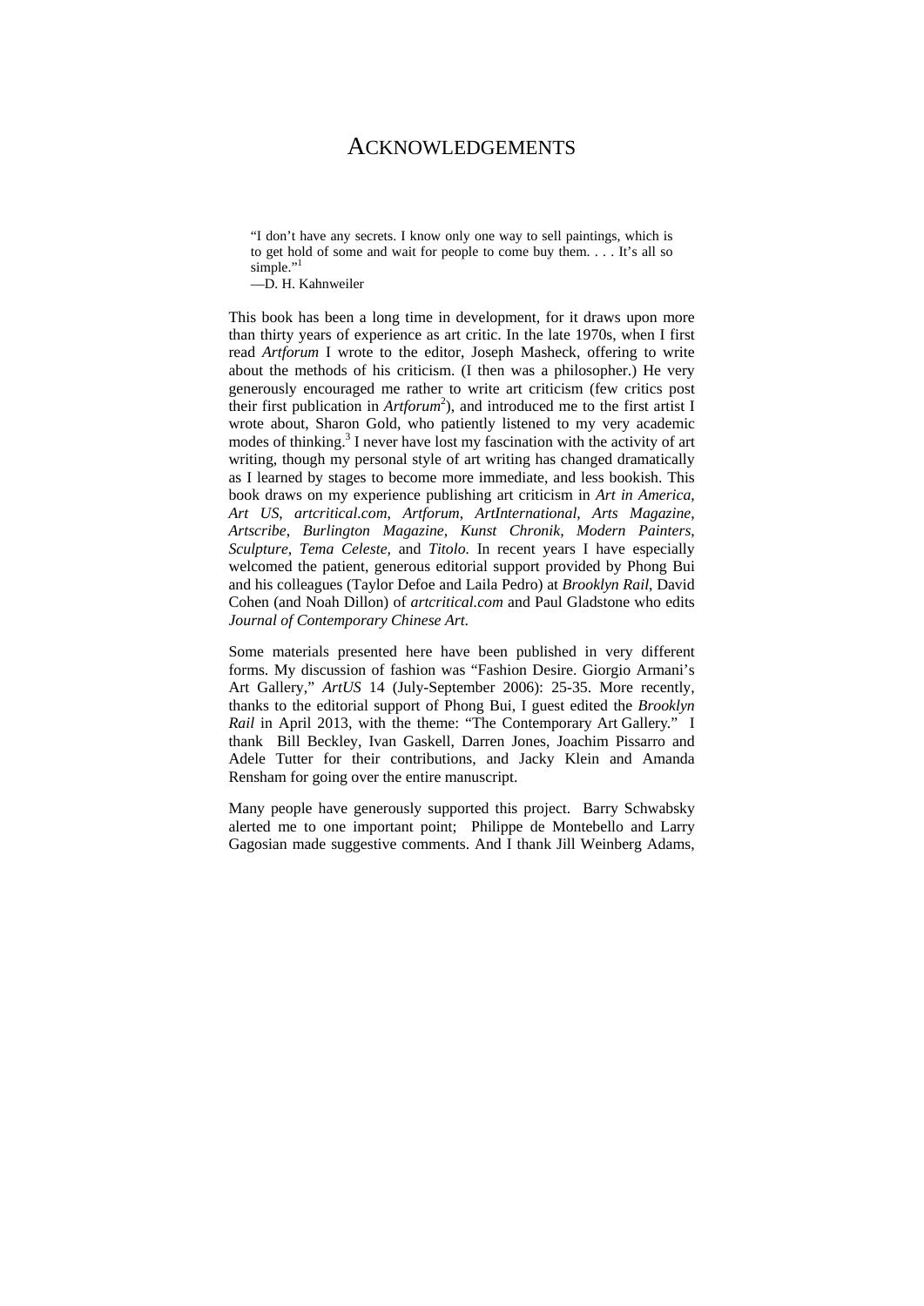# ACKNOWLEDGEMENTS

> "I don't have any secrets. I know only one way to sell paintings, which is to get hold of some and wait for people to come buy them. . . . It's all so simple."[1]
>
> —D. H. Kahnweiler

This book has been a long time in development, for it draws upon more than thirty years of experience as art critic. In the late 1970s, when I first read *Artforum* I wrote to the editor, Joseph Masheck, offering to write about the methods of his criticism. (I then was a philosopher.) He very generously encouraged me rather to write art criticism (few critics post their first publication in *Artforum*[2]), and introduced me to the first artist I wrote about, Sharon Gold, who patiently listened to my very academic modes of thinking.[3] I never have lost my fascination with the activity of art writing, though my personal style of art writing has changed dramatically as I learned by stages to become more immediate, and less bookish. This book draws on my experience publishing art criticism in *Art in America*, *Art US*, *artcritical.com*, *Artforum*, *ArtInternational*, *Arts Magazine*, *Artscribe*, *Burlington Magazine*, *Kunst Chronik*, *Modern Painters*, *Sculpture*, *Tema Celeste,* and *Titolo.* In recent years I have especially welcomed the patient, generous editorial support provided by Phong Bui and his colleagues (Taylor Defoe and Laila Pedro) at *Brooklyn Rail*, David Cohen (and Noah Dillon) of *artcritical.com* and Paul Gladstone who edits *Journal of Contemporary Chinese Art*.

Some materials presented here have been published in very different forms. My discussion of fashion was "Fashion Desire. Giorgio Armani's Art Gallery," *ArtUS* 14 (July-September 2006): 25-35. More recently, thanks to the editorial support of Phong Bui, I guest edited the *Brooklyn Rail* in April 2013, with the theme: "The Contemporary Art Gallery." I thank Bill Beckley, Ivan Gaskell, Darren Jones, Joachim Pissarro and Adele Tutter for their contributions, and Jacky Klein and Amanda Rensham for going over the entire manuscript.

Many people have generously supported this project. Barry Schwabsky alerted me to one important point; Philippe de Montebello and Larry Gagosian made suggestive comments. And I thank Jill Weinberg Adams,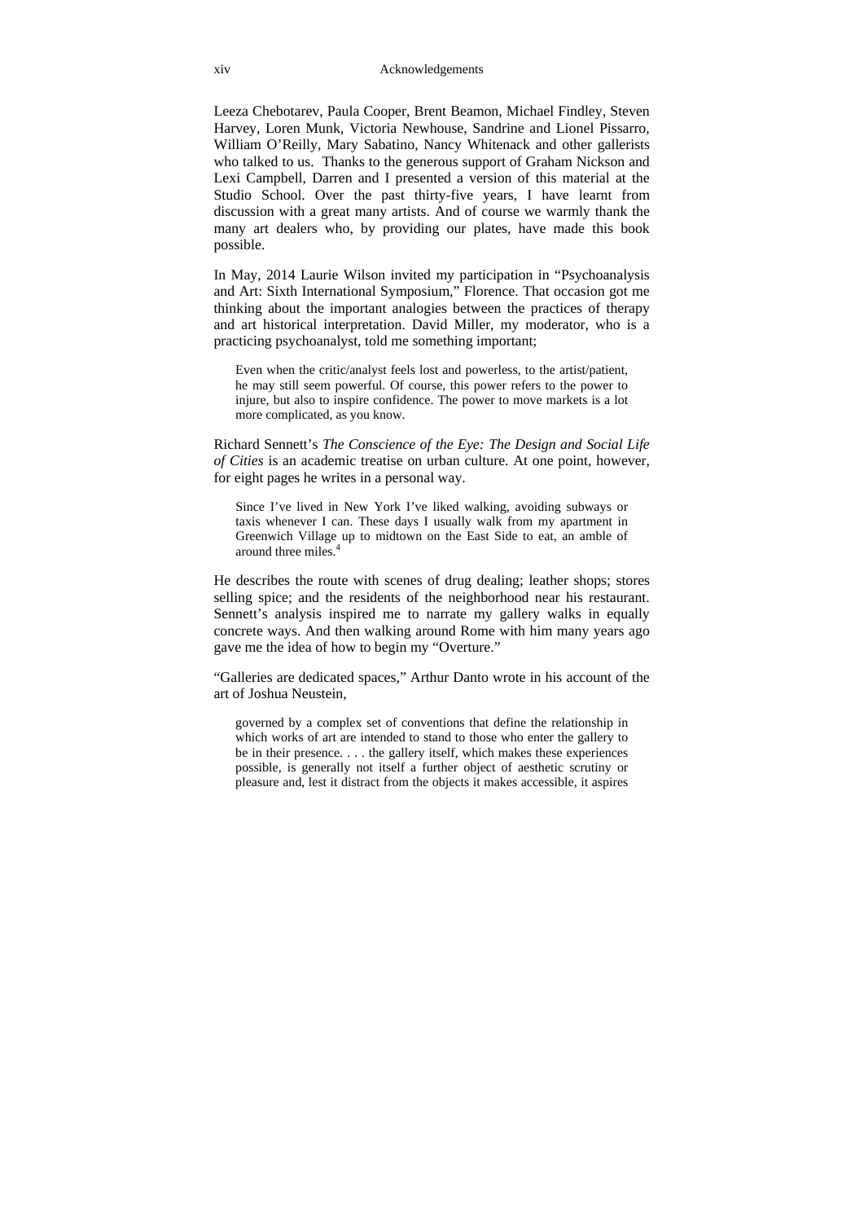Leeza Chebotarev, Paula Cooper, Brent Beamon, Michael Findley, Steven Harvey, Loren Munk, Victoria Newhouse, Sandrine and Lionel Pissarro, William O'Reilly, Mary Sabatino, Nancy Whitenack and other gallerists who talked to us. Thanks to the generous support of Graham Nickson and Lexi Campbell, Darren and I presented a version of this material at the Studio School. Over the past thirty-five years, I have learnt from discussion with a great many artists. And of course we warmly thank the many art dealers who, by providing our plates, have made this book possible.

In May, 2014 Laurie Wilson invited my participation in "Psychoanalysis and Art: Sixth International Symposium," Florence. That occasion got me thinking about the important analogies between the practices of therapy and art historical interpretation. David Miller, my moderator, who is a practicing psychoanalyst, told me something important;

> Even when the critic/analyst feels lost and powerless, to the artist/patient, he may still seem powerful. Of course, this power refers to the power to injure, but also to inspire confidence. The power to move markets is a lot more complicated, as you know.

Richard Sennett's *The Conscience of the Eye: The Design and Social Life of Cities* is an academic treatise on urban culture. At one point, however, for eight pages he writes in a personal way.

> Since I've lived in New York I've liked walking, avoiding subways or taxis whenever I can. These days I usually walk from my apartment in Greenwich Village up to midtown on the East Side to eat, an amble of around three miles.[4]

He describes the route with scenes of drug dealing; leather shops; stores selling spice; and the residents of the neighborhood near his restaurant. Sennett's analysis inspired me to narrate my gallery walks in equally concrete ways. And then walking around Rome with him many years ago gave me the idea of how to begin my "Overture."

"Galleries are dedicated spaces," Arthur Danto wrote in his account of the art of Joshua Neustein,

> governed by a complex set of conventions that define the relationship in which works of art are intended to stand to those who enter the gallery to be in their presence. . . . the gallery itself, which makes these experiences possible, is generally not itself a further object of aesthetic scrutiny or pleasure and, lest it distract from the objects it makes accessible, it aspires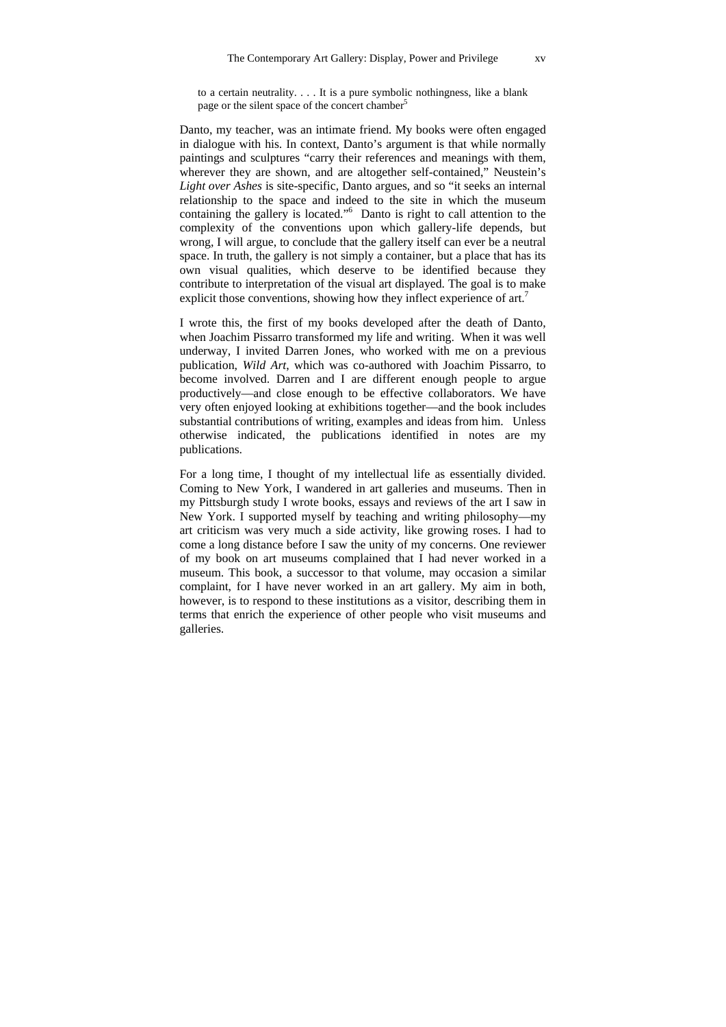> to a certain neutrality. . . . It is a pure symbolic nothingness, like a blank page or the silent space of the concert chamber[5]

Danto, my teacher, was an intimate friend. My books were often engaged in dialogue with his. In context, Danto's argument is that while normally paintings and sculptures "carry their references and meanings with them, wherever they are shown, and are altogether self-contained," Neustein's *Light over Ashes* is site-specific, Danto argues, and so "it seeks an internal relationship to the space and indeed to the site in which the museum containing the gallery is located."[6] Danto is right to call attention to the complexity of the conventions upon which gallery-life depends, but wrong, I will argue, to conclude that the gallery itself can ever be a neutral space. In truth, the gallery is not simply a container, but a place that has its own visual qualities, which deserve to be identified because they contribute to interpretation of the visual art displayed. The goal is to make explicit those conventions, showing how they inflect experience of art.[7]

I wrote this, the first of my books developed after the death of Danto, when Joachim Pissarro transformed my life and writing. When it was well underway, I invited Darren Jones, who worked with me on a previous publication, *Wild Art*, which was co-authored with Joachim Pissarro, to become involved. Darren and I are different enough people to argue productively—and close enough to be effective collaborators. We have very often enjoyed looking at exhibitions together—and the book includes substantial contributions of writing, examples and ideas from him. Unless otherwise indicated, the publications identified in notes are my publications.

For a long time, I thought of my intellectual life as essentially divided. Coming to New York, I wandered in art galleries and museums. Then in my Pittsburgh study I wrote books, essays and reviews of the art I saw in New York. I supported myself by teaching and writing philosophy—my art criticism was very much a side activity, like growing roses. I had to come a long distance before I saw the unity of my concerns. One reviewer of my book on art museums complained that I had never worked in a museum. This book, a successor to that volume, may occasion a similar complaint, for I have never worked in an art gallery. My aim in both, however, is to respond to these institutions as a visitor, describing them in terms that enrich the experience of other people who visit museums and galleries.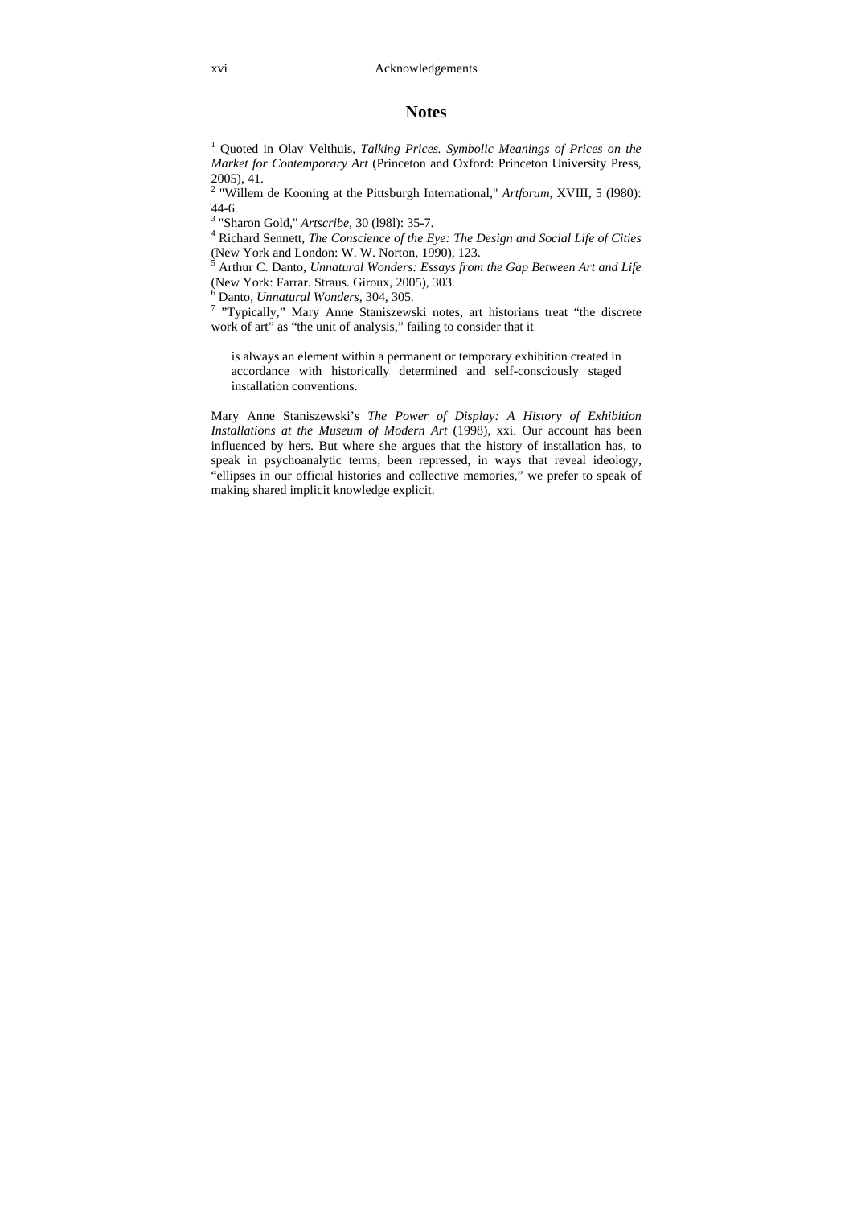## Notes

[1] Quoted in Olav Velthuis, *Talking Prices. Symbolic Meanings of Prices on the Market for Contemporary Art* (Princeton and Oxford: Princeton University Press, 2005), 41.

[2] "Willem de Kooning at the Pittsburgh International," *Artforum*, XVIII, 5 (l980): 44-6.

[3] "Sharon Gold," *Artscribe*, 30 (l98l): 35-7.

[4] Richard Sennett, *The Conscience of the Eye: The Design and Social Life of Cities* (New York and London: W. W. Norton, 1990), 123.

[5] Arthur C. Danto, *Unnatural Wonders: Essays from the Gap Between Art and Life* (New York: Farrar. Straus. Giroux, 2005), 303.

[6] Danto, *Unnatural Wonders*, 304, 305.

[7] "Typically," Mary Anne Staniszewski notes, art historians treat "the discrete work of art" as "the unit of analysis," failing to consider that it

> is always an element within a permanent or temporary exhibition created in accordance with historically determined and self-consciously staged installation conventions.

Mary Anne Staniszewski's *The Power of Display: A History of Exhibition Installations at the Museum of Modern Art* (1998), xxi. Our account has been influenced by hers. But where she argues that the history of installation has, to speak in psychoanalytic terms, been repressed, in ways that reveal ideology, "ellipses in our official histories and collective memories," we prefer to speak of making shared implicit knowledge explicit.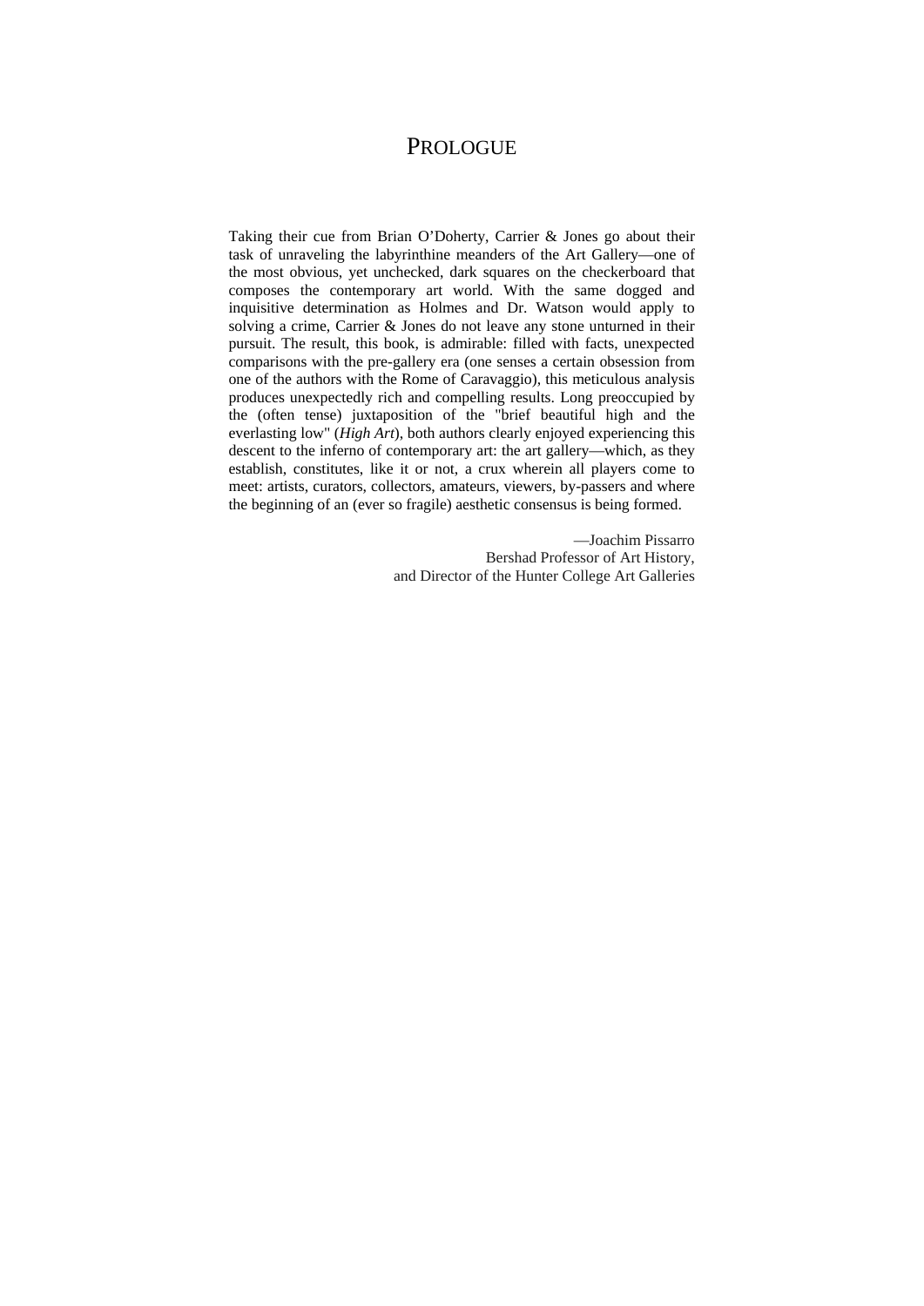# PROLOGUE

Taking their cue from Brian O'Doherty, Carrier & Jones go about their task of unraveling the labyrinthine meanders of the Art Gallery—one of the most obvious, yet unchecked, dark squares on the checkerboard that composes the contemporary art world. With the same dogged and inquisitive determination as Holmes and Dr. Watson would apply to solving a crime, Carrier & Jones do not leave any stone unturned in their pursuit. The result, this book, is admirable: filled with facts, unexpected comparisons with the pre-gallery era (one senses a certain obsession from one of the authors with the Rome of Caravaggio), this meticulous analysis produces unexpectedly rich and compelling results. Long preoccupied by the (often tense) juxtaposition of the "brief beautiful high and the everlasting low" (*High Art*), both authors clearly enjoyed experiencing this descent to the inferno of contemporary art: the art gallery—which, as they establish, constitutes, like it or not, a crux wherein all players come to meet: artists, curators, collectors, amateurs, viewers, by-passers and where the beginning of an (ever so fragile) aesthetic consensus is being formed.

—Joachim Pissarro
Bershad Professor of Art History,
and Director of the Hunter College Art Galleries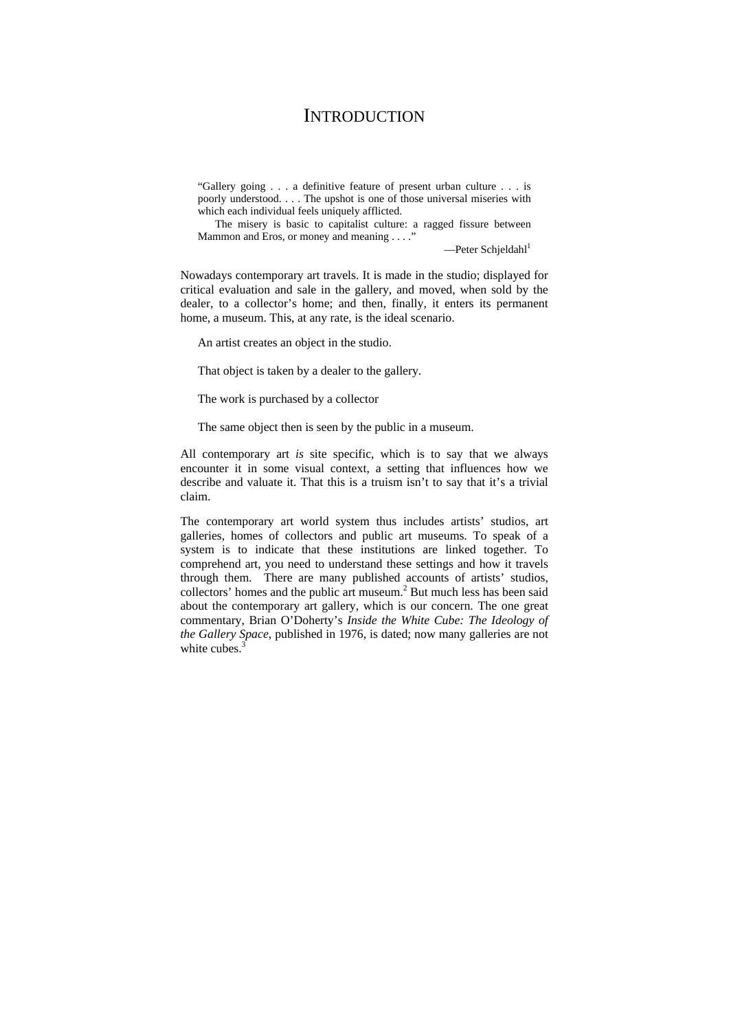# INTRODUCTION

> "Gallery going . . . a definitive feature of present urban culture . . . is poorly understood. . . . The upshot is one of those universal miseries with which each individual feels uniquely afflicted.
>
> The misery is basic to capitalist culture: a ragged fissure between Mammon and Eros, or money and meaning . . . ."
>
> —Peter Schjeldahl[1]

Nowadays contemporary art travels. It is made in the studio; displayed for critical evaluation and sale in the gallery, and moved, when sold by the dealer, to a collector's home; and then, finally, it enters its permanent home, a museum. This, at any rate, is the ideal scenario.

An artist creates an object in the studio.

That object is taken by a dealer to the gallery.

The work is purchased by a collector

The same object then is seen by the public in a museum.

All contemporary art *is* site specific, which is to say that we always encounter it in some visual context, a setting that influences how we describe and valuate it. That this is a truism isn't to say that it's a trivial claim.

The contemporary art world system thus includes artists' studios, art galleries, homes of collectors and public art museums. To speak of a system is to indicate that these institutions are linked together. To comprehend art, you need to understand these settings and how it travels through them. There are many published accounts of artists' studios, collectors' homes and the public art museum.[2] But much less has been said about the contemporary art gallery, which is our concern. The one great commentary, Brian O'Doherty's *Inside the White Cube: The Ideology of the Gallery Space*, published in 1976, is dated; now many galleries are not white cubes.[3]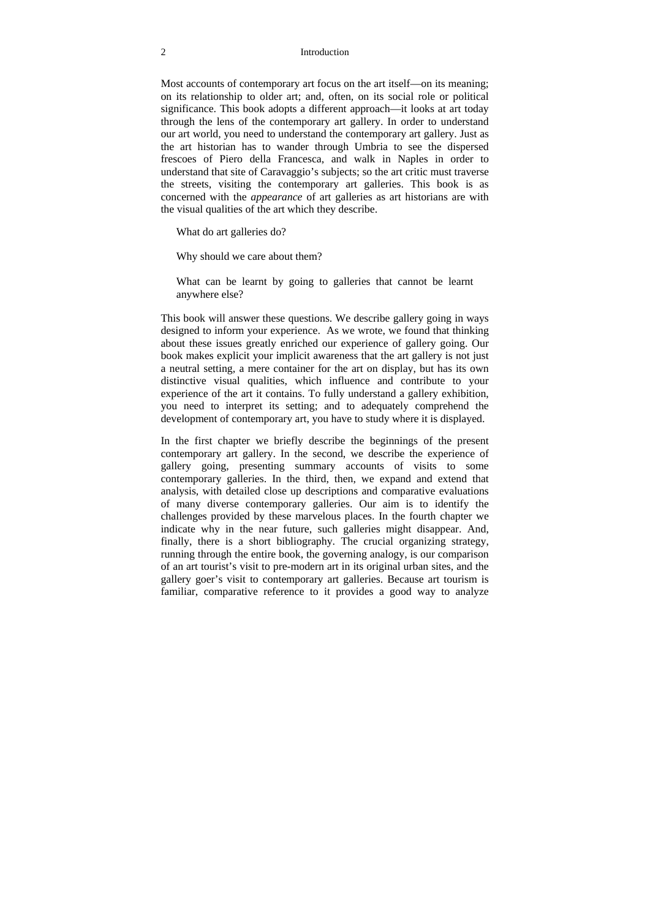Most accounts of contemporary art focus on the art itself—on its meaning; on its relationship to older art; and, often, on its social role or political significance. This book adopts a different approach—it looks at art today through the lens of the contemporary art gallery. In order to understand our art world, you need to understand the contemporary art gallery. Just as the art historian has to wander through Umbria to see the dispersed frescoes of Piero della Francesca, and walk in Naples in order to understand that site of Caravaggio's subjects; so the art critic must traverse the streets, visiting the contemporary art galleries. This book is as concerned with the *appearance* of art galleries as art historians are with the visual qualities of the art which they describe.

What do art galleries do?

Why should we care about them?

What can be learnt by going to galleries that cannot be learnt anywhere else?

This book will answer these questions. We describe gallery going in ways designed to inform your experience. As we wrote, we found that thinking about these issues greatly enriched our experience of gallery going. Our book makes explicit your implicit awareness that the art gallery is not just a neutral setting, a mere container for the art on display, but has its own distinctive visual qualities, which influence and contribute to your experience of the art it contains. To fully understand a gallery exhibition, you need to interpret its setting; and to adequately comprehend the development of contemporary art, you have to study where it is displayed.

In the first chapter we briefly describe the beginnings of the present contemporary art gallery. In the second, we describe the experience of gallery going, presenting summary accounts of visits to some contemporary galleries. In the third, then, we expand and extend that analysis, with detailed close up descriptions and comparative evaluations of many diverse contemporary galleries. Our aim is to identify the challenges provided by these marvelous places. In the fourth chapter we indicate why in the near future, such galleries might disappear. And, finally, there is a short bibliography. The crucial organizing strategy, running through the entire book, the governing analogy, is our comparison of an art tourist's visit to pre-modern art in its original urban sites, and the gallery goer's visit to contemporary art galleries. Because art tourism is familiar, comparative reference to it provides a good way to analyze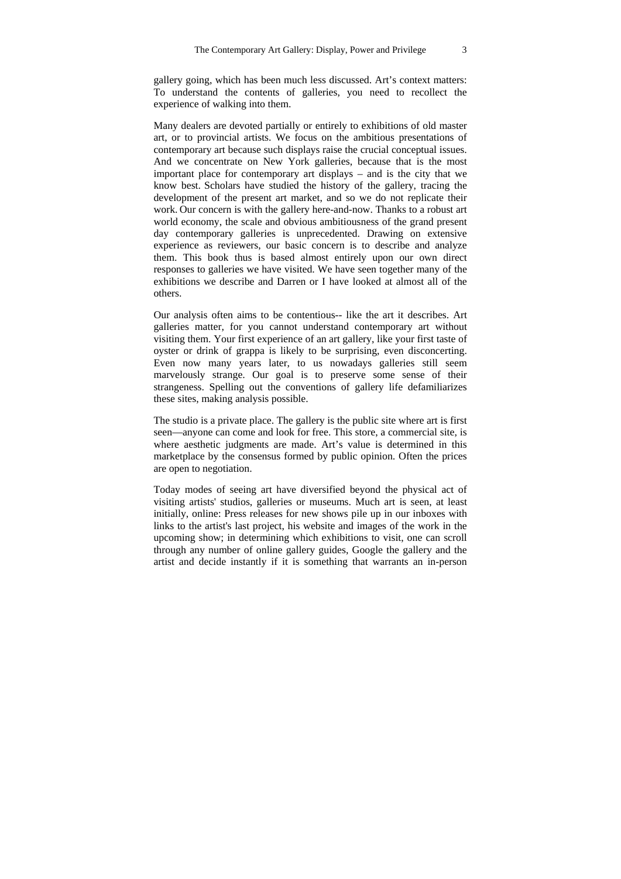gallery going, which has been much less discussed. Art's context matters: To understand the contents of galleries, you need to recollect the experience of walking into them.

Many dealers are devoted partially or entirely to exhibitions of old master art, or to provincial artists. We focus on the ambitious presentations of contemporary art because such displays raise the crucial conceptual issues. And we concentrate on New York galleries, because that is the most important place for contemporary art displays – and is the city that we know best. Scholars have studied the history of the gallery, tracing the development of the present art market, and so we do not replicate their work. Our concern is with the gallery here-and-now. Thanks to a robust art world economy, the scale and obvious ambitiousness of the grand present day contemporary galleries is unprecedented. Drawing on extensive experience as reviewers, our basic concern is to describe and analyze them. This book thus is based almost entirely upon our own direct responses to galleries we have visited. We have seen together many of the exhibitions we describe and Darren or I have looked at almost all of the others.

Our analysis often aims to be contentious-- like the art it describes. Art galleries matter, for you cannot understand contemporary art without visiting them. Your first experience of an art gallery, like your first taste of oyster or drink of grappa is likely to be surprising, even disconcerting. Even now many years later, to us nowadays galleries still seem marvelously strange. Our goal is to preserve some sense of their strangeness. Spelling out the conventions of gallery life defamiliarizes these sites, making analysis possible.

The studio is a private place. The gallery is the public site where art is first seen—anyone can come and look for free. This store, a commercial site, is where aesthetic judgments are made. Art's value is determined in this marketplace by the consensus formed by public opinion. Often the prices are open to negotiation.

Today modes of seeing art have diversified beyond the physical act of visiting artists' studios, galleries or museums. Much art is seen, at least initially, online: Press releases for new shows pile up in our inboxes with links to the artist's last project, his website and images of the work in the upcoming show; in determining which exhibitions to visit, one can scroll through any number of online gallery guides, Google the gallery and the artist and decide instantly if it is something that warrants an in-person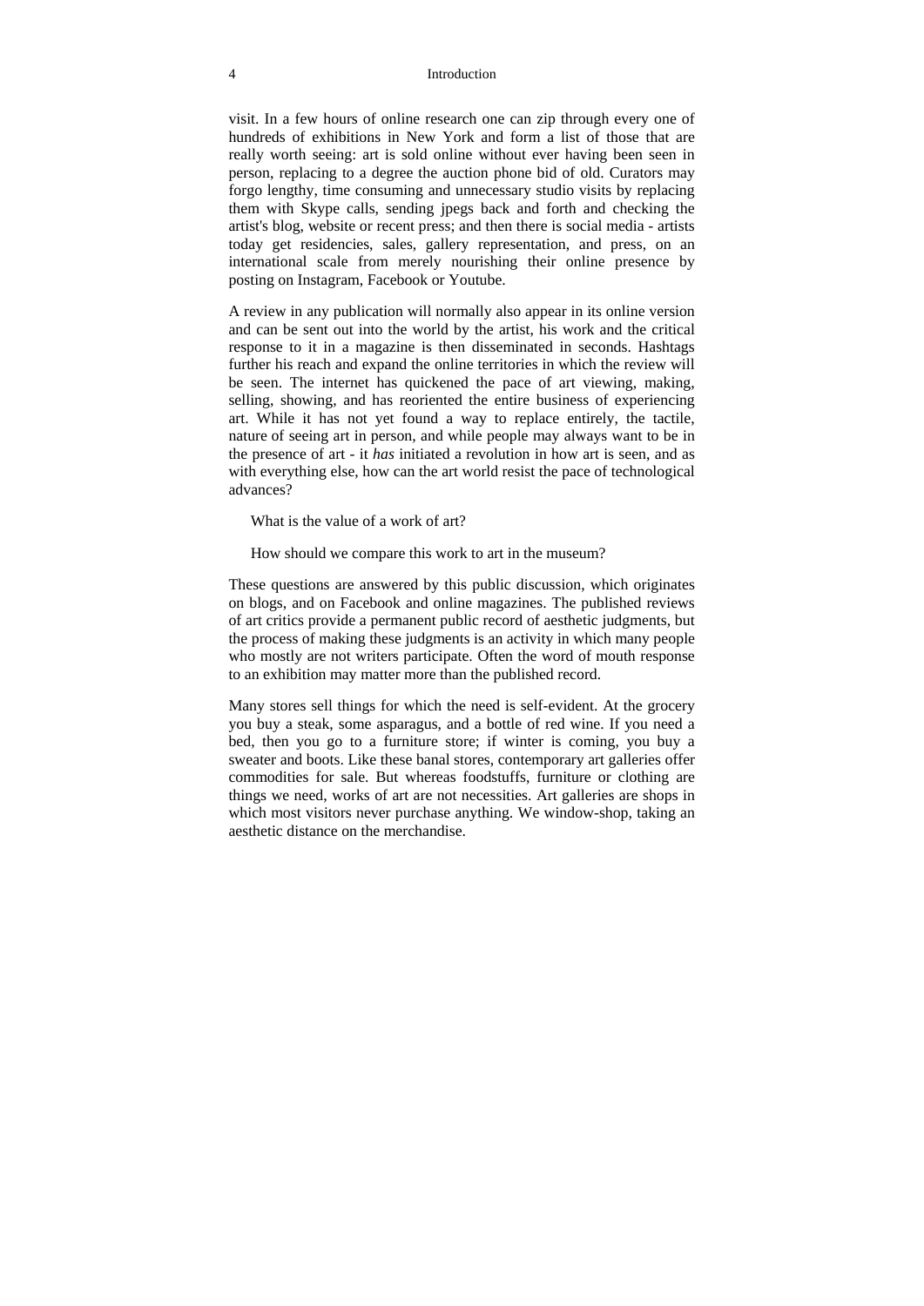visit. In a few hours of online research one can zip through every one of hundreds of exhibitions in New York and form a list of those that are really worth seeing: art is sold online without ever having been seen in person, replacing to a degree the auction phone bid of old. Curators may forgo lengthy, time consuming and unnecessary studio visits by replacing them with Skype calls, sending jpegs back and forth and checking the artist's blog, website or recent press; and then there is social media - artists today get residencies, sales, gallery representation, and press, on an international scale from merely nourishing their online presence by posting on Instagram, Facebook or Youtube.

A review in any publication will normally also appear in its online version and can be sent out into the world by the artist, his work and the critical response to it in a magazine is then disseminated in seconds. Hashtags further his reach and expand the online territories in which the review will be seen. The internet has quickened the pace of art viewing, making, selling, showing, and has reoriented the entire business of experiencing art. While it has not yet found a way to replace entirely, the tactile, nature of seeing art in person, and while people may always want to be in the presence of art - it *has* initiated a revolution in how art is seen, and as with everything else, how can the art world resist the pace of technological advances?

What is the value of a work of art?

How should we compare this work to art in the museum?

These questions are answered by this public discussion, which originates on blogs, and on Facebook and online magazines. The published reviews of art critics provide a permanent public record of aesthetic judgments, but the process of making these judgments is an activity in which many people who mostly are not writers participate. Often the word of mouth response to an exhibition may matter more than the published record.

Many stores sell things for which the need is self-evident. At the grocery you buy a steak, some asparagus, and a bottle of red wine. If you need a bed, then you go to a furniture store; if winter is coming, you buy a sweater and boots. Like these banal stores, contemporary art galleries offer commodities for sale. But whereas foodstuffs, furniture or clothing are things we need, works of art are not necessities. Art galleries are shops in which most visitors never purchase anything. We window-shop, taking an aesthetic distance on the merchandise.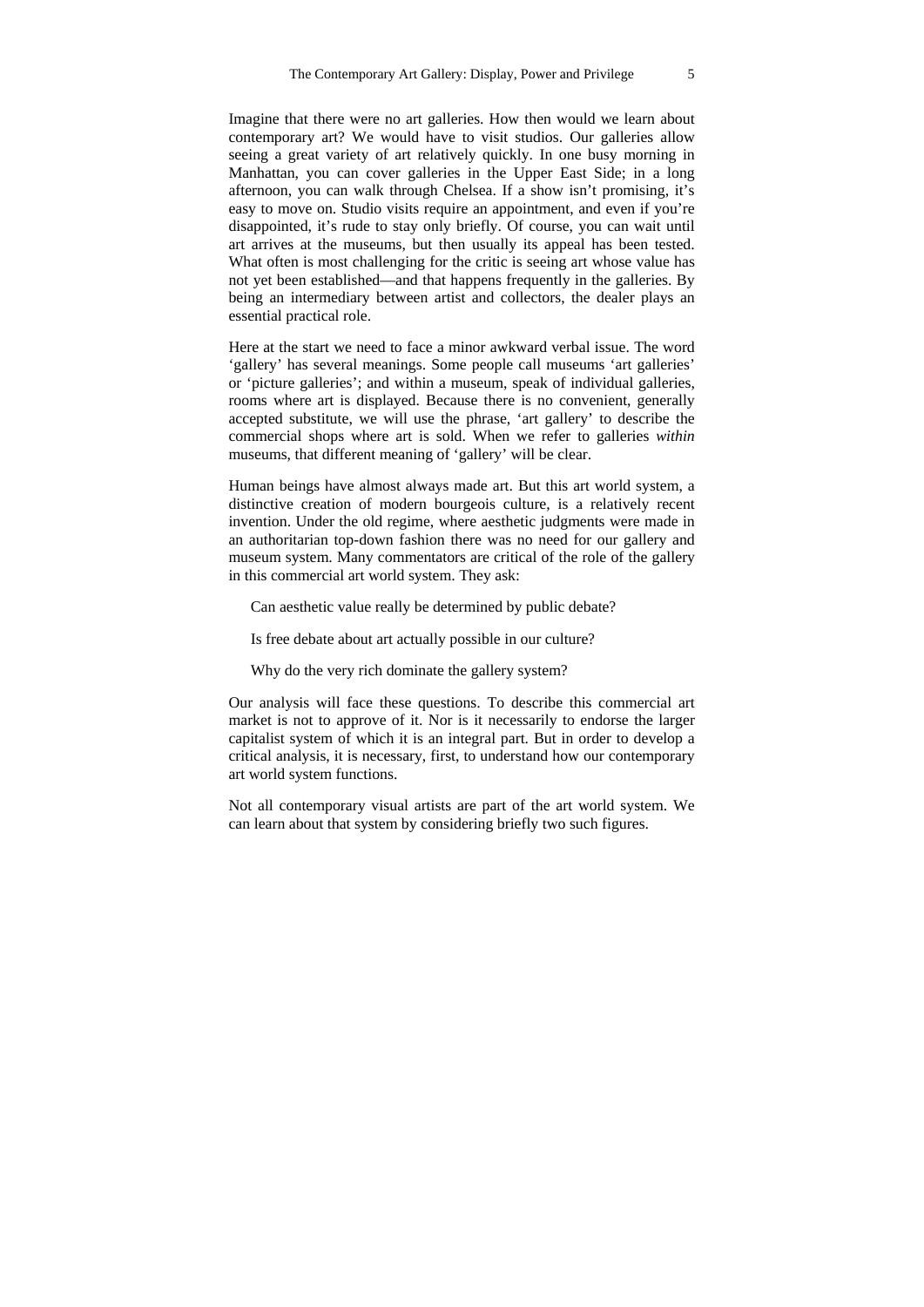Imagine that there were no art galleries. How then would we learn about contemporary art? We would have to visit studios. Our galleries allow seeing a great variety of art relatively quickly. In one busy morning in Manhattan, you can cover galleries in the Upper East Side; in a long afternoon, you can walk through Chelsea. If a show isn't promising, it's easy to move on. Studio visits require an appointment, and even if you're disappointed, it's rude to stay only briefly. Of course, you can wait until art arrives at the museums, but then usually its appeal has been tested. What often is most challenging for the critic is seeing art whose value has not yet been established—and that happens frequently in the galleries. By being an intermediary between artist and collectors, the dealer plays an essential practical role.

Here at the start we need to face a minor awkward verbal issue. The word 'gallery' has several meanings. Some people call museums 'art galleries' or 'picture galleries'; and within a museum, speak of individual galleries, rooms where art is displayed. Because there is no convenient, generally accepted substitute, we will use the phrase, 'art gallery' to describe the commercial shops where art is sold. When we refer to galleries *within* museums, that different meaning of 'gallery' will be clear.

Human beings have almost always made art. But this art world system, a distinctive creation of modern bourgeois culture, is a relatively recent invention. Under the old regime, where aesthetic judgments were made in an authoritarian top-down fashion there was no need for our gallery and museum system. Many commentators are critical of the role of the gallery in this commercial art world system. They ask:

> Can aesthetic value really be determined by public debate?
>
> Is free debate about art actually possible in our culture?
>
> Why do the very rich dominate the gallery system?

Our analysis will face these questions. To describe this commercial art market is not to approve of it. Nor is it necessarily to endorse the larger capitalist system of which it is an integral part. But in order to develop a critical analysis, it is necessary, first, to understand how our contemporary art world system functions.

Not all contemporary visual artists are part of the art world system. We can learn about that system by considering briefly two such figures.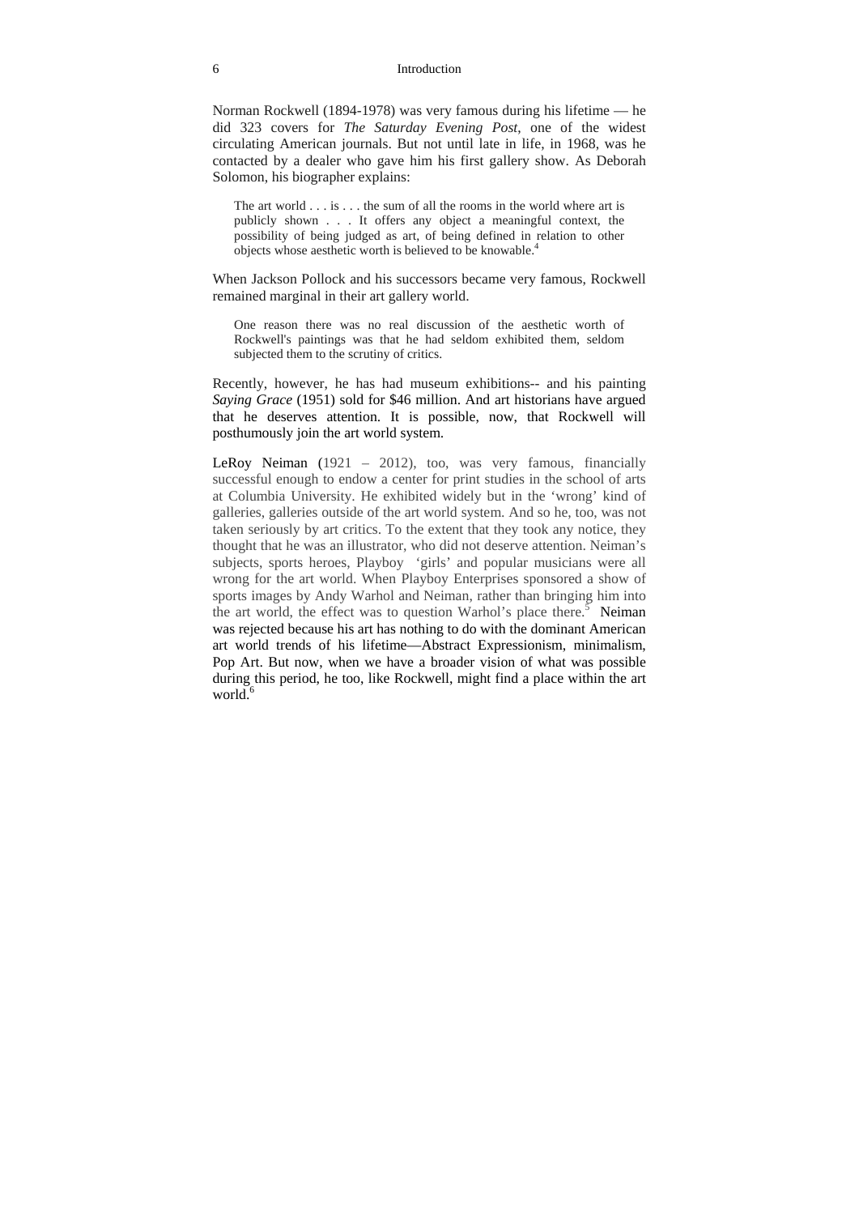Norman Rockwell (1894-1978) was very famous during his lifetime — he did 323 covers for *The Saturday Evening Post*, one of the widest circulating American journals. But not until late in life, in 1968, was he contacted by a dealer who gave him his first gallery show. As Deborah Solomon, his biographer explains:

> The art world . . . is . . . the sum of all the rooms in the world where art is publicly shown . . . It offers any object a meaningful context, the possibility of being judged as art, of being defined in relation to other objects whose aesthetic worth is believed to be knowable.[4]

When Jackson Pollock and his successors became very famous, Rockwell remained marginal in their art gallery world.

> One reason there was no real discussion of the aesthetic worth of Rockwell's paintings was that he had seldom exhibited them, seldom subjected them to the scrutiny of critics.

Recently, however, he has had museum exhibitions-- and his painting *Saying Grace* (1951) sold for $46 million. And art historians have argued that he deserves attention. It is possible, now, that Rockwell will posthumously join the art world system.

LeRoy Neiman (1921 – 2012), too, was very famous, financially successful enough to endow a center for print studies in the school of arts at Columbia University. He exhibited widely but in the 'wrong' kind of galleries, galleries outside of the art world system. And so he, too, was not taken seriously by art critics. To the extent that they took any notice, they thought that he was an illustrator, who did not deserve attention. Neiman's subjects, sports heroes, Playboy 'girls' and popular musicians were all wrong for the art world. When Playboy Enterprises sponsored a show of sports images by Andy Warhol and Neiman, rather than bringing him into the art world, the effect was to question Warhol's place there.[5] Neiman was rejected because his art has nothing to do with the dominant American art world trends of his lifetime—Abstract Expressionism, minimalism, Pop Art. But now, when we have a broader vision of what was possible during this period, he too, like Rockwell, might find a place within the art world.[6]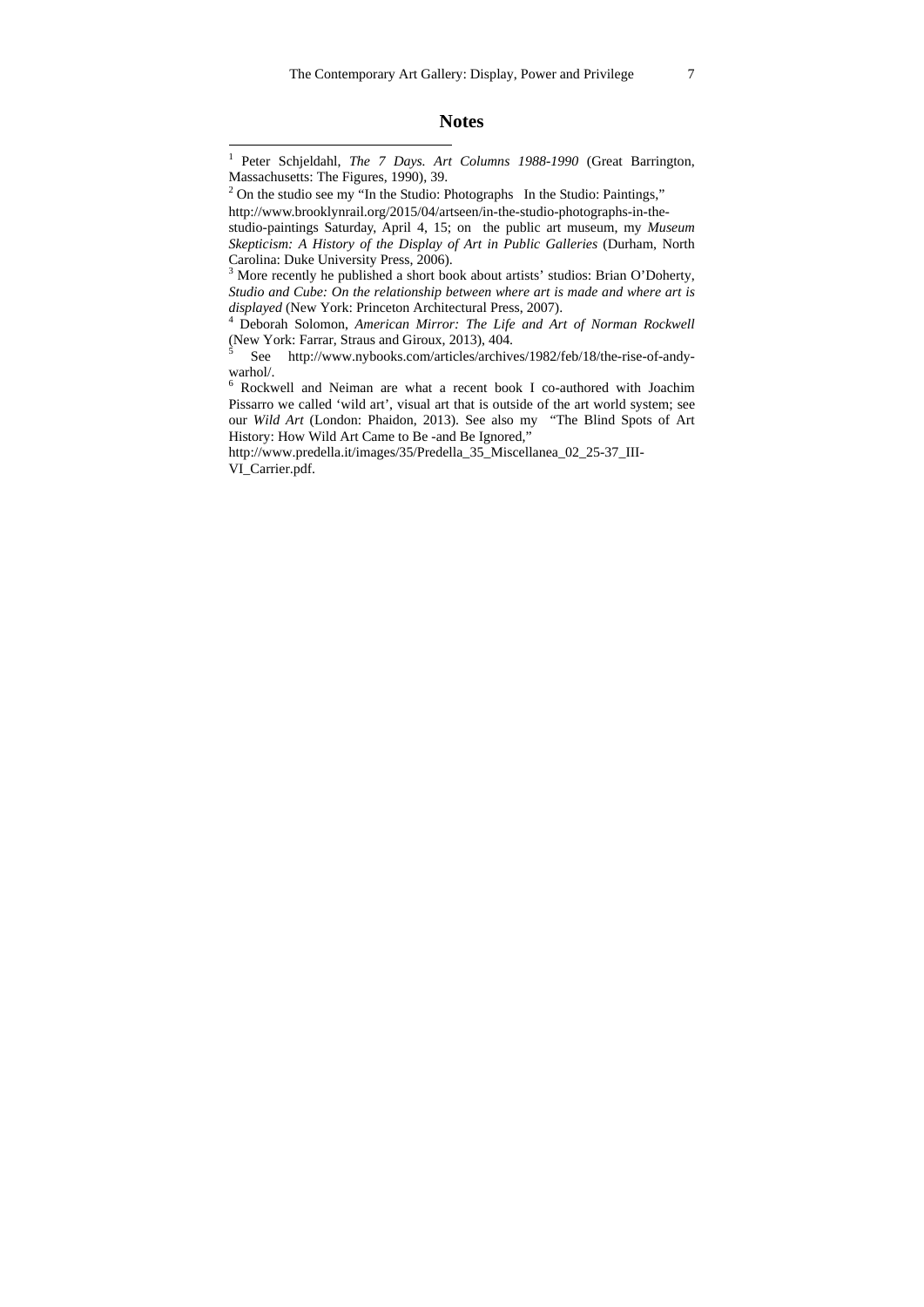## Notes

[1] Peter Schjeldahl, *The 7 Days. Art Columns 1988-1990* (Great Barrington, Massachusetts: The Figures, 1990), 39.

[2] On the studio see my "In the Studio: Photographs In the Studio: Paintings," http://www.brooklynrail.org/2015/04/artseen/in-the-studio-photographs-in-the-studio-paintings Saturday, April 4, 15; on the public art museum, my *Museum Skepticism: A History of the Display of Art in Public Galleries* (Durham, North Carolina: Duke University Press, 2006).

[3] More recently he published a short book about artists' studios: Brian O'Doherty, *Studio and Cube: On the relationship between where art is made and where art is displayed* (New York: Princeton Architectural Press, 2007).

[4] Deborah Solomon, *American Mirror: The Life and Art of Norman Rockwell* (New York: Farrar, Straus and Giroux, 2013), 404.

[5] See http://www.nybooks.com/articles/archives/1982/feb/18/the-rise-of-andy-warhol/.

[6] Rockwell and Neiman are what a recent book I co-authored with Joachim Pissarro we called 'wild art', visual art that is outside of the art world system; see our *Wild Art* (London: Phaidon, 2013). See also my "The Blind Spots of Art History: How Wild Art Came to Be -and Be Ignored," http://www.predella.it/images/35/Predella_35_Miscellanea_02_25-37_III-VI_Carrier.pdf.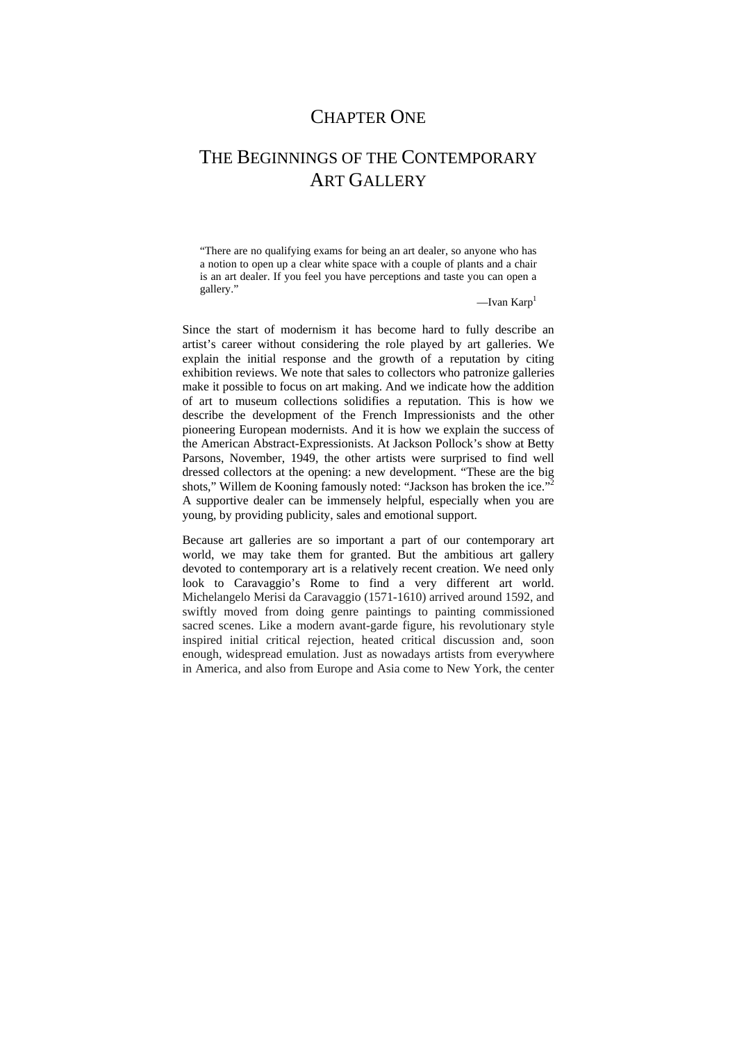# Chapter One

# The Beginnings of the Contemporary Art Gallery

> "There are no qualifying exams for being an art dealer, so anyone who has a notion to open up a clear white space with a couple of plants and a chair is an art dealer. If you feel you have perceptions and taste you can open a gallery."
>
> —Ivan Karp[1]

Since the start of modernism it has become hard to fully describe an artist's career without considering the role played by art galleries. We explain the initial response and the growth of a reputation by citing exhibition reviews. We note that sales to collectors who patronize galleries make it possible to focus on art making. And we indicate how the addition of art to museum collections solidifies a reputation. This is how we describe the development of the French Impressionists and the other pioneering European modernists. And it is how we explain the success of the American Abstract-Expressionists. At Jackson Pollock's show at Betty Parsons, November, 1949, the other artists were surprised to find well dressed collectors at the opening: a new development. "These are the big shots," Willem de Kooning famously noted: "Jackson has broken the ice."[2] A supportive dealer can be immensely helpful, especially when you are young, by providing publicity, sales and emotional support.

Because art galleries are so important a part of our contemporary art world, we may take them for granted. But the ambitious art gallery devoted to contemporary art is a relatively recent creation. We need only look to Caravaggio's Rome to find a very different art world. Michelangelo Merisi da Caravaggio (1571-1610) arrived around 1592, and swiftly moved from doing genre paintings to painting commissioned sacred scenes. Like a modern avant-garde figure, his revolutionary style inspired initial critical rejection, heated critical discussion and, soon enough, widespread emulation. Just as nowadays artists from everywhere in America, and also from Europe and Asia come to New York, the center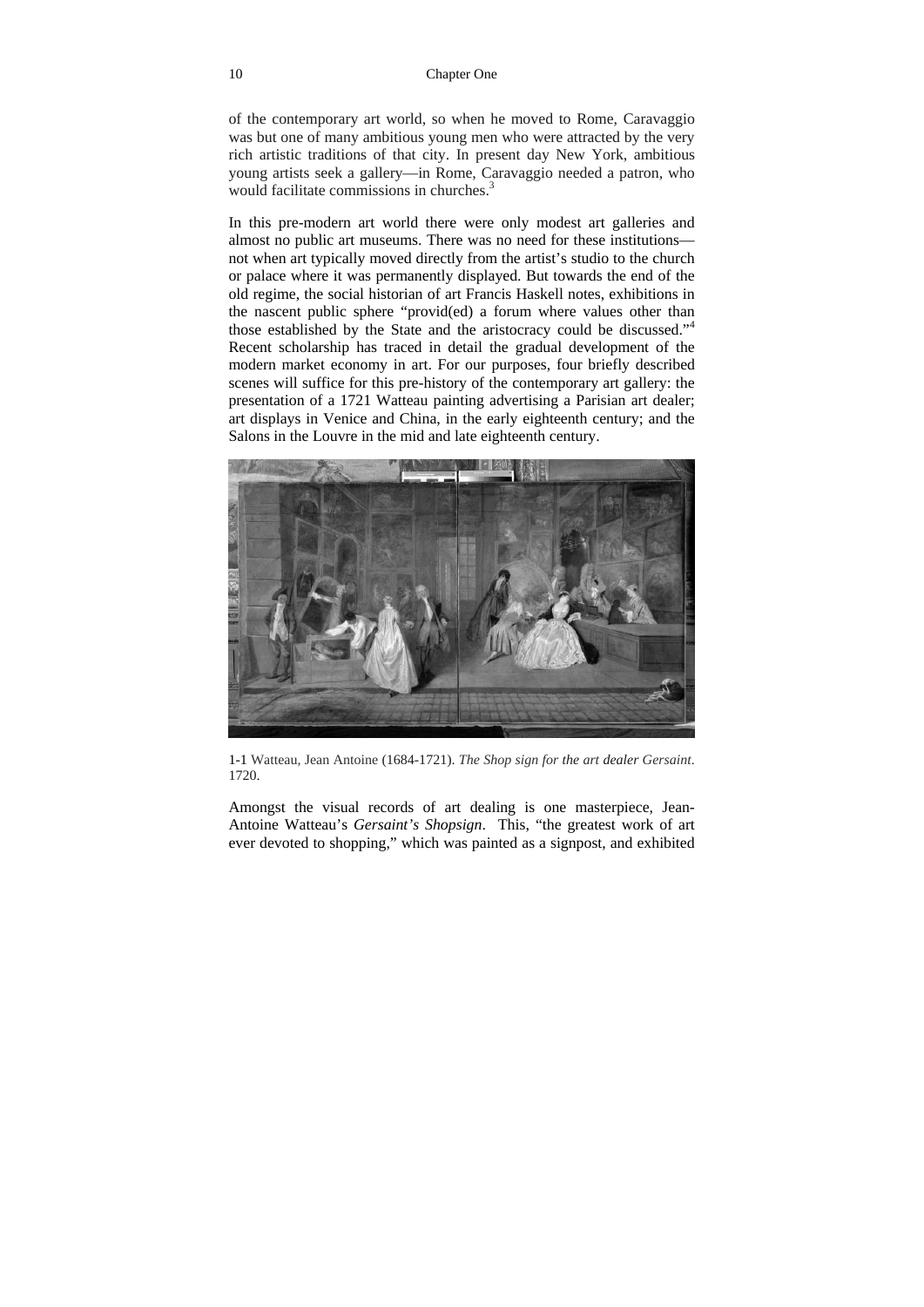of the contemporary art world, so when he moved to Rome, Caravaggio was but one of many ambitious young men who were attracted by the very rich artistic traditions of that city. In present day New York, ambitious young artists seek a gallery—in Rome, Caravaggio needed a patron, who would facilitate commissions in churches.[3]

In this pre-modern art world there were only modest art galleries and almost no public art museums. There was no need for these institutions—not when art typically moved directly from the artist's studio to the church or palace where it was permanently displayed. But towards the end of the old regime, the social historian of art Francis Haskell notes, exhibitions in the nascent public sphere "provid(ed) a forum where values other than those established by the State and the aristocracy could be discussed."[4] Recent scholarship has traced in detail the gradual development of the modern market economy in art. For our purposes, four briefly described scenes will suffice for this pre-history of the contemporary art gallery: the presentation of a 1721 Watteau painting advertising a Parisian art dealer; art displays in Venice and China, in the early eighteenth century; and the Salons in the Louvre in the mid and late eighteenth century.

1-1 Watteau, Jean Antoine (1684-1721). *The Shop sign for the art dealer Gersaint*. 1720.

Amongst the visual records of art dealing is one masterpiece, Jean-Antoine Watteau's *Gersaint's Shopsign*. This, "the greatest work of art ever devoted to shopping," which was painted as a signpost, and exhibited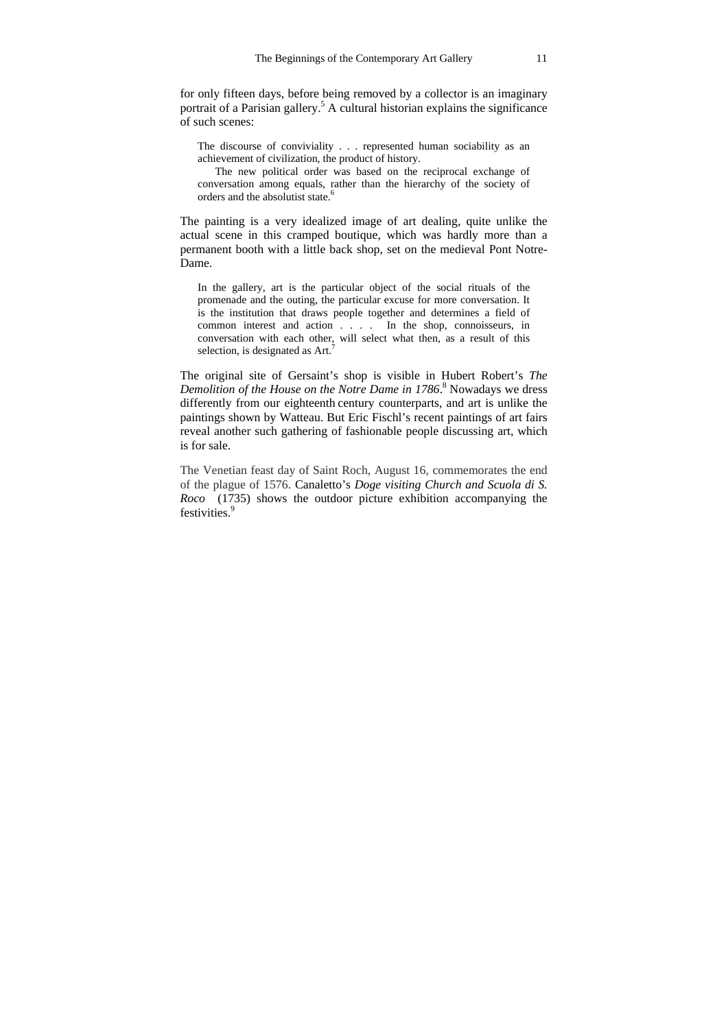for only fifteen days, before being removed by a collector is an imaginary portrait of a Parisian gallery.[5] A cultural historian explains the significance of such scenes:

> The discourse of conviviality . . . represented human sociability as an achievement of civilization, the product of history.
>
> The new political order was based on the reciprocal exchange of conversation among equals, rather than the hierarchy of the society of orders and the absolutist state.[6]

The painting is a very idealized image of art dealing, quite unlike the actual scene in this cramped boutique, which was hardly more than a permanent booth with a little back shop, set on the medieval Pont Notre-Dame.

> In the gallery, art is the particular object of the social rituals of the promenade and the outing, the particular excuse for more conversation. It is the institution that draws people together and determines a field of common interest and action . . . . In the shop, connoisseurs, in conversation with each other, will select what then, as a result of this selection, is designated as Art.[7]

The original site of Gersaint's shop is visible in Hubert Robert's *The Demolition of the House on the Notre Dame in 1786*.[8] Nowadays we dress differently from our eighteenth century counterparts, and art is unlike the paintings shown by Watteau. But Eric Fischl's recent paintings of art fairs reveal another such gathering of fashionable people discussing art, which is for sale.

The Venetian feast day of Saint Roch, August 16, commemorates the end of the plague of 1576. Canaletto's *Doge visiting Church and Scuola di S. Roco* (1735) shows the outdoor picture exhibition accompanying the festivities.[9]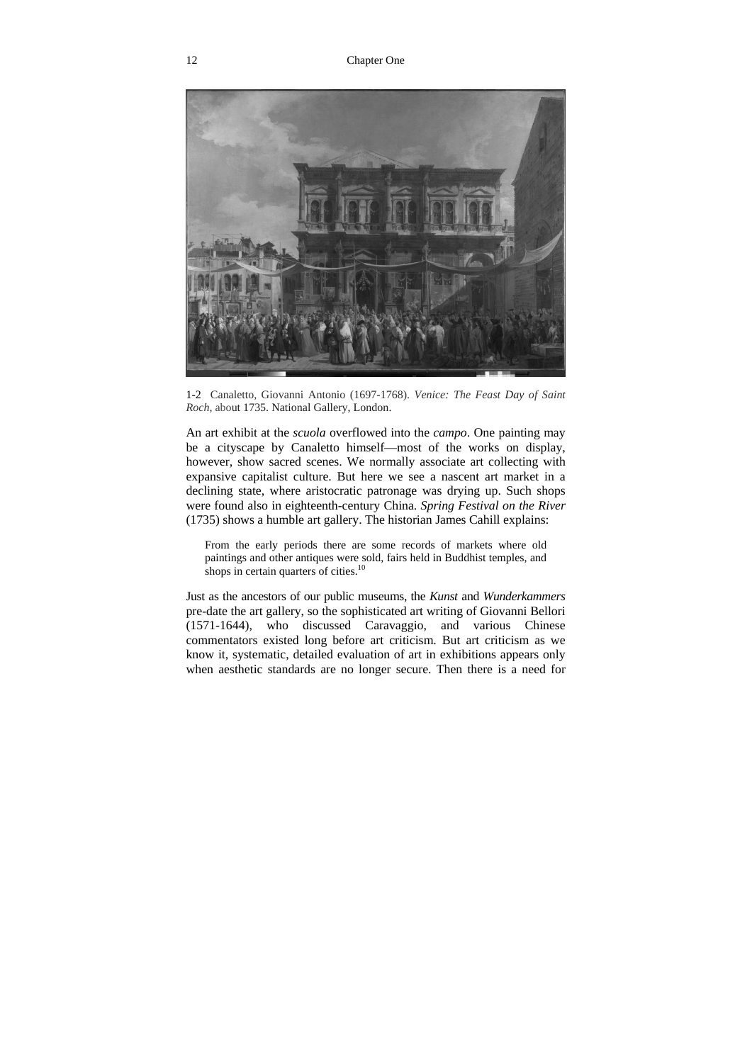1-2 Canaletto, Giovanni Antonio (1697-1768). *Venice: The Feast Day of Saint Roch*, about 1735. National Gallery, London.

An art exhibit at the *scuola* overflowed into the *campo*. One painting may be a cityscape by Canaletto himself—most of the works on display, however, show sacred scenes. We normally associate art collecting with expansive capitalist culture. But here we see a nascent art market in a declining state, where aristocratic patronage was drying up. Such shops were found also in eighteenth-century China. *Spring Festival on the River* (1735) shows a humble art gallery. The historian James Cahill explains:

> From the early periods there are some records of markets where old paintings and other antiques were sold, fairs held in Buddhist temples, and shops in certain quarters of cities.[10]

Just as the ancestors of our public museums, the *Kunst* and *Wunderkammers* pre-date the art gallery, so the sophisticated art writing of Giovanni Bellori (1571-1644), who discussed Caravaggio, and various Chinese commentators existed long before art criticism. But art criticism as we know it, systematic, detailed evaluation of art in exhibitions appears only when aesthetic standards are no longer secure. Then there is a need for